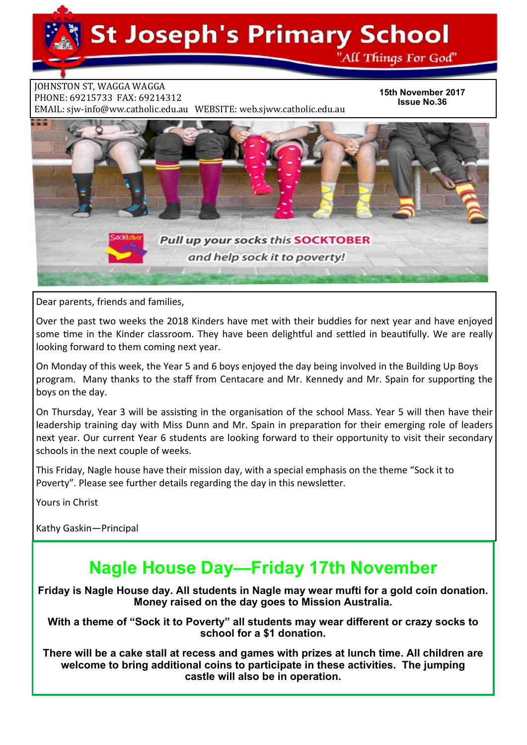# St Joseph's Primary School

"All Things For God"

JOHNSTON ST, WAGGA WAGGA
PHONE: 69215733 FAX: 69214312
EMAIL: sjw-info@ww.catholic.edu.au WEBSITE: web.sjww.catholic.edu.au

**15th November 2017**
**Issue No.36**

*Pull up your socks this* ***SOCKTOBER***
*and help sock it to poverty!*

Dear parents, friends and families,

Over the past two weeks the 2018 Kinders have met with their buddies for next year and have enjoyed some time in the Kinder classroom. They have been delightful and settled in beautifully. We are really looking forward to them coming next year.

On Monday of this week, the Year 5 and 6 boys enjoyed the day being involved in the Building Up Boys program. Many thanks to the staff from Centacare and Mr. Kennedy and Mr. Spain for supporting the boys on the day.

On Thursday, Year 3 will be assisting in the organisation of the school Mass. Year 5 will then have their leadership training day with Miss Dunn and Mr. Spain in preparation for their emerging role of leaders next year. Our current Year 6 students are looking forward to their opportunity to visit their secondary schools in the next couple of weeks.

This Friday, Nagle house have their mission day, with a special emphasis on the theme "Sock it to Poverty". Please see further details regarding the day in this newsletter.

Yours in Christ

Kathy Gaskin—Principal

## Nagle House Day—Friday 17th November

**Friday is Nagle House day. All students in Nagle may wear mufti for a gold coin donation. Money raised on the day goes to Mission Australia.**

**With a theme of "Sock it to Poverty" all students may wear different or crazy socks to school for a $1 donation.**

**There will be a cake stall at recess and games with prizes at lunch time. All children are welcome to bring additional coins to participate in these activities. The jumping castle will also be in operation.**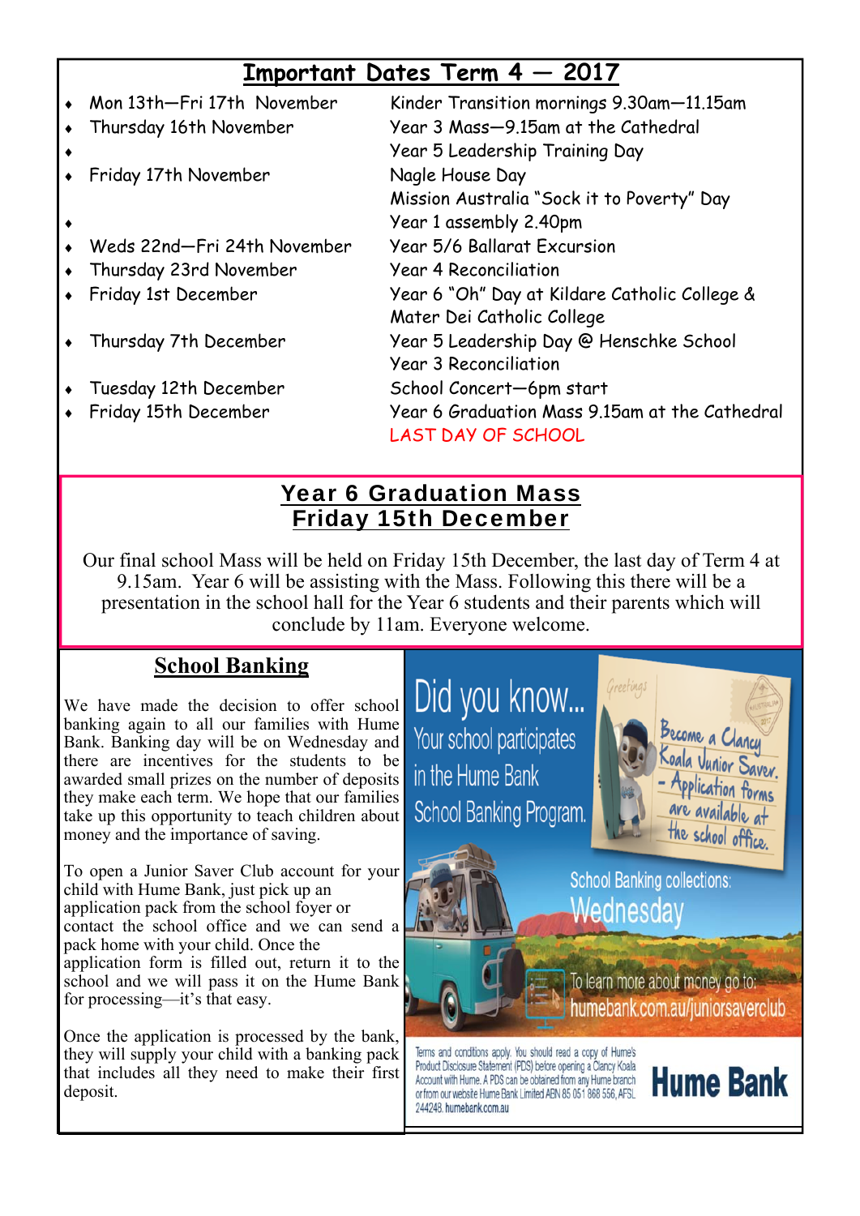## Important Dates Term 4 — 2017

| Date | Event |
|---|---|
| Mon 13th—Fri 17th November | Kinder Transition mornings 9.30am—11.15am |
| Thursday 16th November | Year 3 Mass—9.15am at the Cathedral |
| | Year 5 Leadership Training Day |
| Friday 17th November | Nagle House Day |
| | Mission Australia "Sock it to Poverty" Day |
| | Year 1 assembly 2.40pm |
| Weds 22nd—Fri 24th November | Year 5/6 Ballarat Excursion |
| Thursday 23rd November | Year 4 Reconciliation |
| Friday 1st December | Year 6 "Oh" Day at Kildare Catholic College & Mater Dei Catholic College |
| Thursday 7th December | Year 5 Leadership Day @ Henschke School |
| | Year 3 Reconciliation |
| Tuesday 12th December | School Concert—6pm start |
| Friday 15th December | Year 6 Graduation Mass 9.15am at the Cathedral |
| | LAST DAY OF SCHOOL |

## Year 6 Graduation Mass
## Friday 15th December

Our final school Mass will be held on Friday 15th December, the last day of Term 4 at 9.15am. Year 6 will be assisting with the Mass. Following this there will be a presentation in the school hall for the Year 6 students and their parents which will conclude by 11am. Everyone welcome.

## School Banking

We have made the decision to offer school banking again to all our families with Hume Bank. Banking day will be on Wednesday and there are incentives for the students to be awarded small prizes on the number of deposits they make each term. We hope that our families take up this opportunity to teach children about money and the importance of saving.

To open a Junior Saver Club account for your child with Hume Bank, just pick up an application pack from the school foyer or contact the school office and we can send a pack home with your child. Once the application form is filled out, return it to the school and we will pass it on the Hume Bank for processing—it's that easy.

Once the application is processed by the bank, they will supply your child with a banking pack that includes all they need to make their first deposit.

Did you know... Your school participates in the Hume Bank School Banking Program.

Become a Clancy Koala Junior Saver. - Application forms are available at the school office.

School Banking collections: Wednesday

To learn more about money go to: humebank.com.au/juniorsaverclub

Terms and conditions apply. You should read a copy of Hume's Product Disclosure Statement (PDS) before opening a Clancy Koala Account with Hume. A PDS can be obtained from any Hume branch or from our website Hume Bank Limited ABN 85 051 868 556, AFSL 244248. humebank.com.au

Hume Bank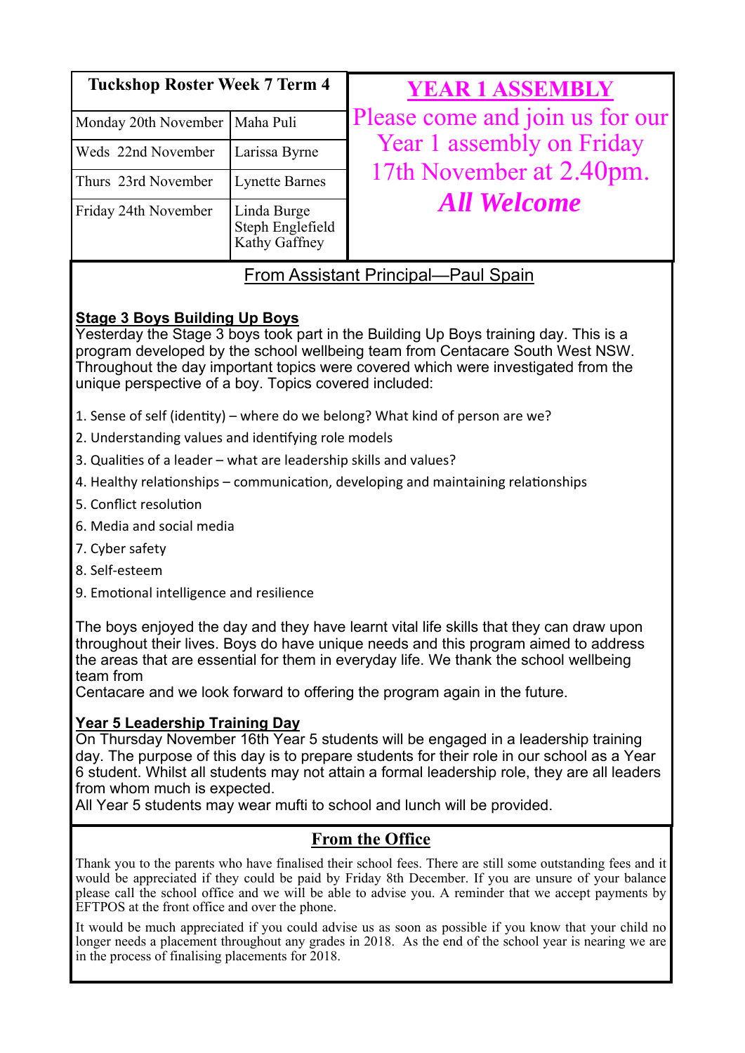| Tuckshop Roster Week 7 Term 4 | |
|---|---|
| Monday 20th November | Maha Puli |
| Weds 22nd November | Larissa Byrne |
| Thurs 23rd November | Lynette Barnes |
| Friday 24th November | Linda Burge<br>Steph Englefield<br>Kathy Gaffney |

## YEAR 1 ASSEMBLY

Please come and join us for our Year 1 assembly on Friday 17th November at 2.40pm.

***All Welcome***

## From Assistant Principal—Paul Spain

### Stage 3 Boys Building Up Boys

Yesterday the Stage 3 boys took part in the Building Up Boys training day. This is a program developed by the school wellbeing team from Centacare South West NSW. Throughout the day important topics were covered which were investigated from the unique perspective of a boy. Topics covered included:

1. Sense of self (identity) – where do we belong? What kind of person are we?
2. Understanding values and identifying role models
3. Qualities of a leader – what are leadership skills and values?
4. Healthy relationships – communication, developing and maintaining relationships
5. Conflict resolution
6. Media and social media
7. Cyber safety
8. Self-esteem
9. Emotional intelligence and resilience

The boys enjoyed the day and they have learnt vital life skills that they can draw upon throughout their lives. Boys do have unique needs and this program aimed to address the areas that are essential for them in everyday life. We thank the school wellbeing team from
Centacare and we look forward to offering the program again in the future.

### Year 5 Leadership Training Day

On Thursday November 16th Year 5 students will be engaged in a leadership training day. The purpose of this day is to prepare students for their role in our school as a Year 6 student. Whilst all students may not attain a formal leadership role, they are all leaders from whom much is expected.
All Year 5 students may wear mufti to school and lunch will be provided.

## From the Office

Thank you to the parents who have finalised their school fees. There are still some outstanding fees and it would be appreciated if they could be paid by Friday 8th December. If you are unsure of your balance please call the school office and we will be able to advise you. A reminder that we accept payments by EFTPOS at the front office and over the phone.

It would be much appreciated if you could advise us as soon as possible if you know that your child no longer needs a placement throughout any grades in 2018. As the end of the school year is nearing we are in the process of finalising placements for 2018.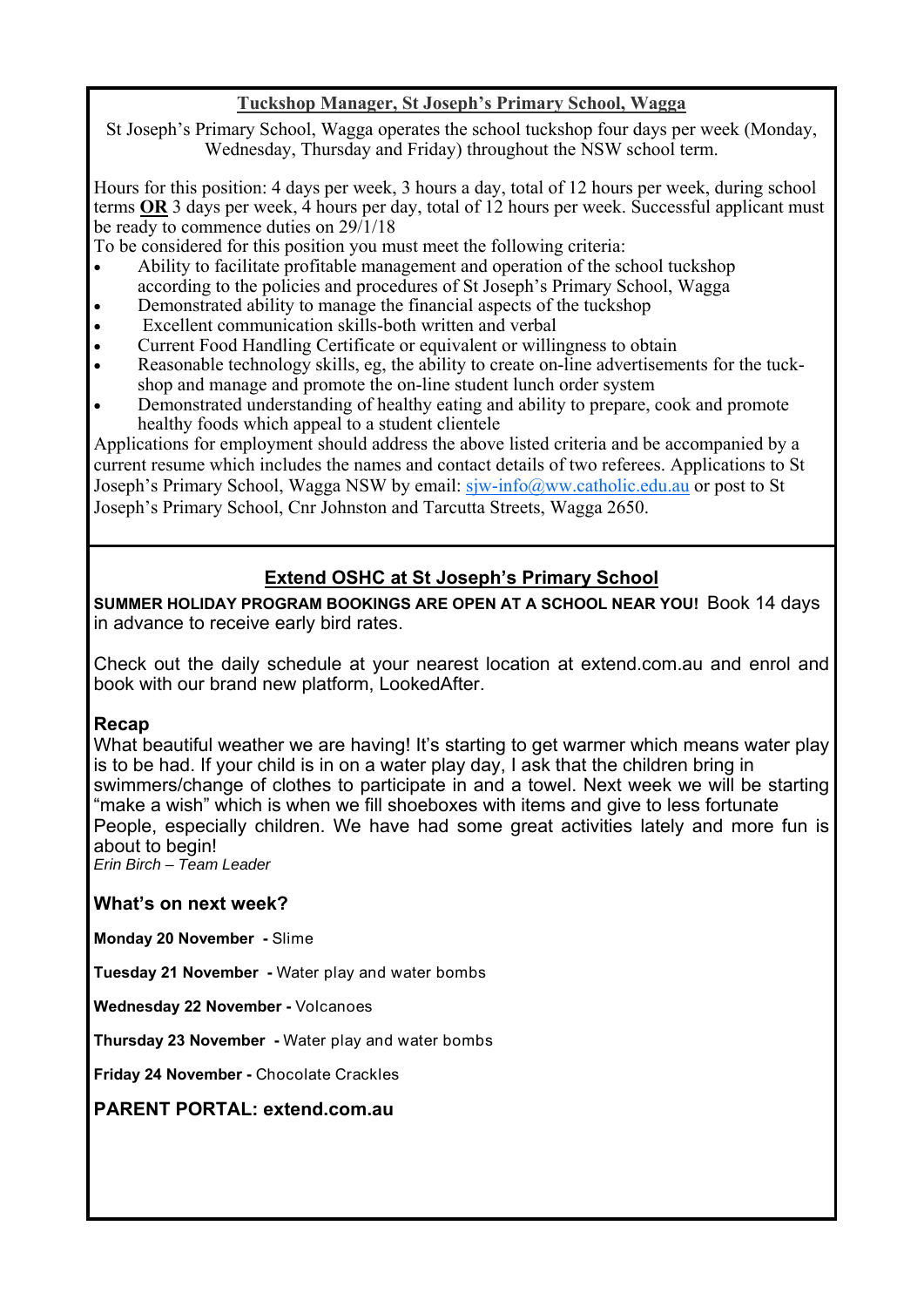## Tuckshop Manager, St Joseph's Primary School, Wagga

St Joseph's Primary School, Wagga operates the school tuckshop four days per week (Monday, Wednesday, Thursday and Friday) throughout the NSW school term.

Hours for this position: 4 days per week, 3 hours a day, total of 12 hours per week, during school terms **OR** 3 days per week, 4 hours per day, total of 12 hours per week. Successful applicant must be ready to commence duties on 29/1/18

To be considered for this position you must meet the following criteria:

- Ability to facilitate profitable management and operation of the school tuckshop according to the policies and procedures of St Joseph's Primary School, Wagga
- Demonstrated ability to manage the financial aspects of the tuckshop
- Excellent communication skills-both written and verbal
- Current Food Handling Certificate or equivalent or willingness to obtain
- Reasonable technology skills, eg, the ability to create on-line advertisements for the tuck-shop and manage and promote the on-line student lunch order system
- Demonstrated understanding of healthy eating and ability to prepare, cook and promote healthy foods which appeal to a student clientele

Applications for employment should address the above listed criteria and be accompanied by a current resume which includes the names and contact details of two referees. Applications to St Joseph's Primary School, Wagga NSW by email: sjw-info@ww.catholic.edu.au or post to St Joseph's Primary School, Cnr Johnston and Tarcutta Streets, Wagga 2650.

## Extend OSHC at St Joseph's Primary School

**SUMMER HOLIDAY PROGRAM BOOKINGS ARE OPEN AT A SCHOOL NEAR YOU!** Book 14 days in advance to receive early bird rates.

Check out the daily schedule at your nearest location at extend.com.au and enrol and book with our brand new platform, LookedAfter.

### Recap

What beautiful weather we are having! It's starting to get warmer which means water play is to be had. If your child is in on a water play day, I ask that the children bring in swimmers/change of clothes to participate in and a towel. Next week we will be starting "make a wish" which is when we fill shoeboxes with items and give to less fortunate People, especially children. We have had some great activities lately and more fun is about to begin!

*Erin Birch – Team Leader*

### What's on next week?

**Monday 20 November -** Slime

**Tuesday 21 November -** Water play and water bombs

**Wednesday 22 November -** Volcanoes

**Thursday 23 November -** Water play and water bombs

**Friday 24 November -** Chocolate Crackles

### PARENT PORTAL: extend.com.au